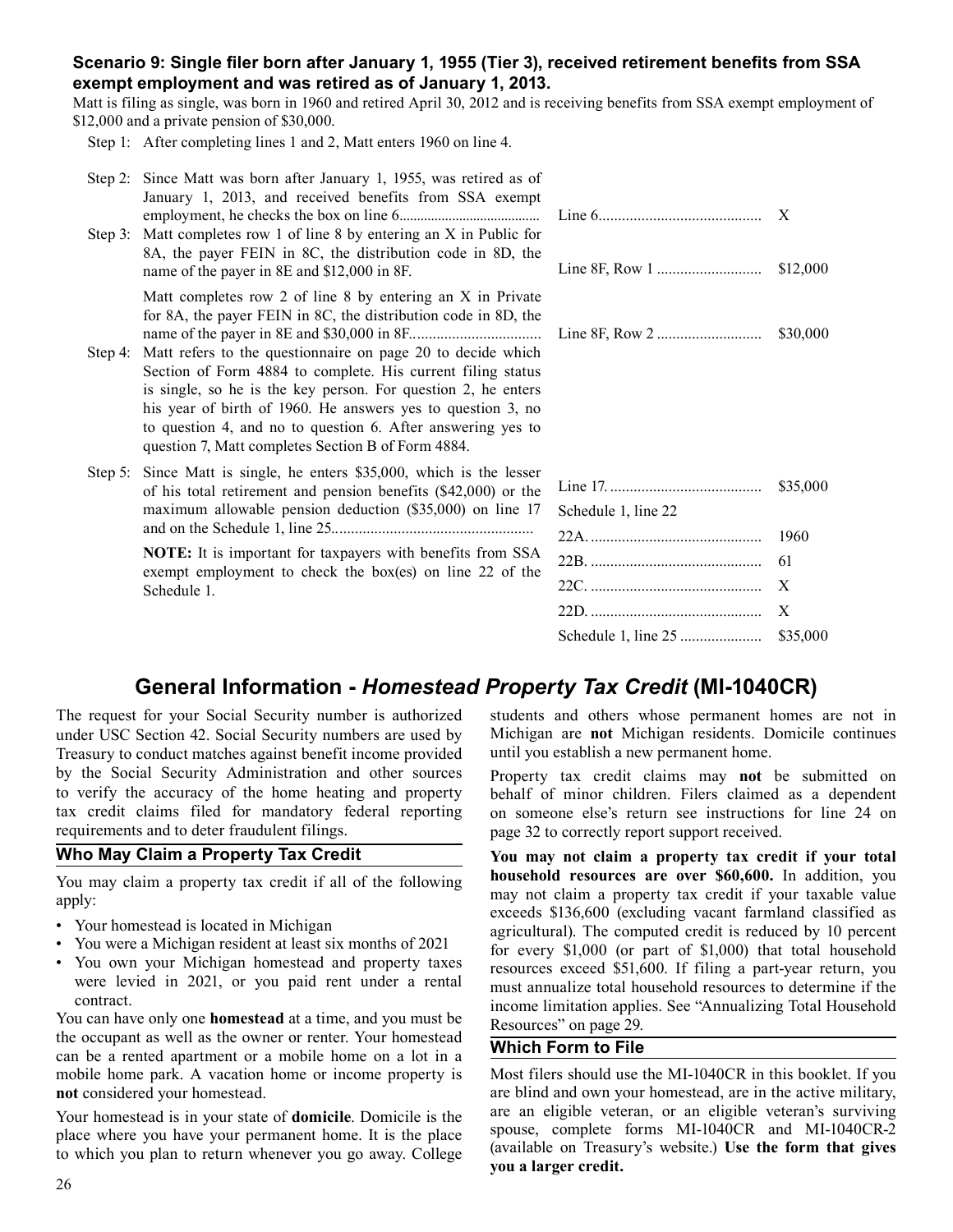**Scenario 9: Single filer born after January 1, 1955 (Tier 3), received retirement benefits from SSA exempt employment and was retired as of January 1, 2013.**

Matt is filing as single, was born in 1960 and retired April 30, 2012 and is receiving benefits from SSA exempt employment of $12,000 and a private pension of $30,000.

Step 1: After completing lines 1 and 2, Matt enters 1960 on line 4.

Step 2: Since Matt was born after January 1, 1955, was retired as of January 1, 2013, and received benefits from SSA exempt employment, he checks the box on line 6........................................ Line 6.......................................... X

Step 3: Matt completes row 1 of line 8 by entering an X in Public for 8A, the payer FEIN in 8C, the distribution code in 8D, the name of the payer in 8E and $12,000 in 8F. Line 8F, Row 1 ........................... $12,000

Matt completes row 2 of line 8 by entering an X in Private for 8A, the payer FEIN in 8C, the distribution code in 8D, the name of the payer in 8E and $30,000 in 8F................................. Line 8F, Row 2 ........................... $30,000

Step 4: Matt refers to the questionnaire on page 20 to decide which Section of Form 4884 to complete. His current filing status is single, so he is the key person. For question 2, he enters his year of birth of 1960. He answers yes to question 3, no to question 4, and no to question 6. After answering yes to question 7, Matt completes Section B of Form 4884.

Step 5: Since Matt is single, he enters $35,000, which is the lesser of his total retirement and pension benefits ($42,000) or the maximum allowable pension deduction ($35,000) on line 17 and on the Schedule 1, line 25...................................................

**NOTE:** It is important for taxpayers with benefits from SSA exempt employment to check the box(es) on line 22 of the Schedule 1.

| | |
|---|---|
| Line 17. ....................................... | $35,000 |
| Schedule 1, line 22 | |
| 22A. ............................................ | 1960 |
| 22B. ............................................ | 61 |
| 22C. ............................................ | X |
| 22D. ............................................ | X |
| Schedule 1, line 25 ..................... | $35,000 |

# General Information - *Homestead Property Tax Credit* (MI-1040CR)

The request for your Social Security number is authorized under USC Section 42. Social Security numbers are used by Treasury to conduct matches against benefit income provided by the Social Security Administration and other sources to verify the accuracy of the home heating and property tax credit claims filed for mandatory federal reporting requirements and to deter fraudulent filings.

## Who May Claim a Property Tax Credit

You may claim a property tax credit if all of the following apply:

- Your homestead is located in Michigan
- You were a Michigan resident at least six months of 2021
- You own your Michigan homestead and property taxes were levied in 2021, or you paid rent under a rental contract.

You can have only one **homestead** at a time, and you must be the occupant as well as the owner or renter. Your homestead can be a rented apartment or a mobile home on a lot in a mobile home park. A vacation home or income property is **not** considered your homestead.

Your homestead is in your state of **domicile**. Domicile is the place where you have your permanent home. It is the place to which you plan to return whenever you go away. College students and others whose permanent homes are not in Michigan are **not** Michigan residents. Domicile continues until you establish a new permanent home.

Property tax credit claims may **not** be submitted on behalf of minor children. Filers claimed as a dependent on someone else's return see instructions for line 24 on page 32 to correctly report support received.

**You may not claim a property tax credit if your total household resources are over $60,600.** In addition, you may not claim a property tax credit if your taxable value exceeds $136,600 (excluding vacant farmland classified as agricultural). The computed credit is reduced by 10 percent for every $1,000 (or part of $1,000) that total household resources exceed $51,600. If filing a part-year return, you must annualize total household resources to determine if the income limitation applies. See "Annualizing Total Household Resources" on page 29.

## Which Form to File

Most filers should use the MI-1040CR in this booklet. If you are blind and own your homestead, are in the active military, are an eligible veteran, or an eligible veteran's surviving spouse, complete forms MI-1040CR and MI-1040CR-2 (available on Treasury's website.) **Use the form that gives you a larger credit.**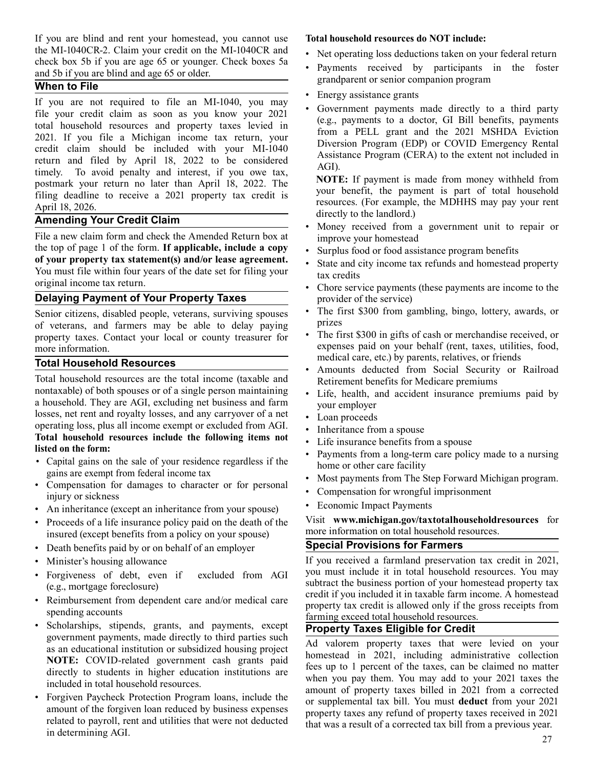If you are blind and rent your homestead, you cannot use the MI-1040CR-2. Claim your credit on the MI-1040CR and check box 5b if you are age 65 or younger. Check boxes 5a and 5b if you are blind and age 65 or older.

## When to File

If you are not required to file an MI-1040, you may file your credit claim as soon as you know your 2021 total household resources and property taxes levied in 2021. If you file a Michigan income tax return, your credit claim should be included with your MI-1040 return and filed by April 18, 2022 to be considered timely. To avoid penalty and interest, if you owe tax, postmark your return no later than April 18, 2022. The filing deadline to receive a 2021 property tax credit is April 18, 2026.

## Amending Your Credit Claim

File a new claim form and check the Amended Return box at the top of page 1 of the form. **If applicable, include a copy of your property tax statement(s) and/or lease agreement.** You must file within four years of the date set for filing your original income tax return.

## Delaying Payment of Your Property Taxes

Senior citizens, disabled people, veterans, surviving spouses of veterans, and farmers may be able to delay paying property taxes. Contact your local or county treasurer for more information.

## Total Household Resources

Total household resources are the total income (taxable and nontaxable) of both spouses or of a single person maintaining a household. They are AGI, excluding net business and farm losses, net rent and royalty losses, and any carryover of a net operating loss, plus all income exempt or excluded from AGI.

**Total household resources include the following items not listed on the form:**

- Capital gains on the sale of your residence regardless if the gains are exempt from federal income tax
- Compensation for damages to character or for personal injury or sickness
- An inheritance (except an inheritance from your spouse)
- Proceeds of a life insurance policy paid on the death of the insured (except benefits from a policy on your spouse)
- Death benefits paid by or on behalf of an employer
- Minister's housing allowance
- Forgiveness of debt, even if excluded from AGI (e.g., mortgage foreclosure)
- Reimbursement from dependent care and/or medical care spending accounts
- Scholarships, stipends, grants, and payments, except government payments, made directly to third parties such as an educational institution or subsidized housing project **NOTE:** COVID-related government cash grants paid directly to students in higher education institutions are included in total household resources.
- Forgiven Paycheck Protection Program loans, include the amount of the forgiven loan reduced by business expenses related to payroll, rent and utilities that were not deducted in determining AGI.

**Total household resources do NOT include:**

- Net operating loss deductions taken on your federal return
- Payments received by participants in the foster grandparent or senior companion program
- Energy assistance grants
- Government payments made directly to a third party (e.g., payments to a doctor, GI Bill benefits, payments from a PELL grant and the 2021 MSHDA Eviction Diversion Program (EDP) or COVID Emergency Rental Assistance Program (CERA) to the extent not included in AGI).

  **NOTE:** If payment is made from money withheld from your benefit, the payment is part of total household resources. (For example, the MDHHS may pay your rent directly to the landlord.)
- Money received from a government unit to repair or improve your homestead
- Surplus food or food assistance program benefits
- State and city income tax refunds and homestead property tax credits
- Chore service payments (these payments are income to the provider of the service)
- The first $300 from gambling, bingo, lottery, awards, or prizes
- The first $300 in gifts of cash or merchandise received, or expenses paid on your behalf (rent, taxes, utilities, food, medical care, etc.) by parents, relatives, or friends
- Amounts deducted from Social Security or Railroad Retirement benefits for Medicare premiums
- Life, health, and accident insurance premiums paid by your employer
- Loan proceeds
- Inheritance from a spouse
- Life insurance benefits from a spouse
- Payments from a long-term care policy made to a nursing home or other care facility
- Most payments from The Step Forward Michigan program.
- Compensation for wrongful imprisonment
- Economic Impact Payments

Visit **www.michigan.gov/taxtotalhouseholdresources** for more information on total household resources.

## Special Provisions for Farmers

If you received a farmland preservation tax credit in 2021, you must include it in total household resources. You may subtract the business portion of your homestead property tax credit if you included it in taxable farm income. A homestead property tax credit is allowed only if the gross receipts from farming exceed total household resources.

## Property Taxes Eligible for Credit

Ad valorem property taxes that were levied on your homestead in 2021, including administrative collection fees up to 1 percent of the taxes, can be claimed no matter when you pay them. You may add to your 2021 taxes the amount of property taxes billed in 2021 from a corrected or supplemental tax bill. You must **deduct** from your 2021 property taxes any refund of property taxes received in 2021 that was a result of a corrected tax bill from a previous year.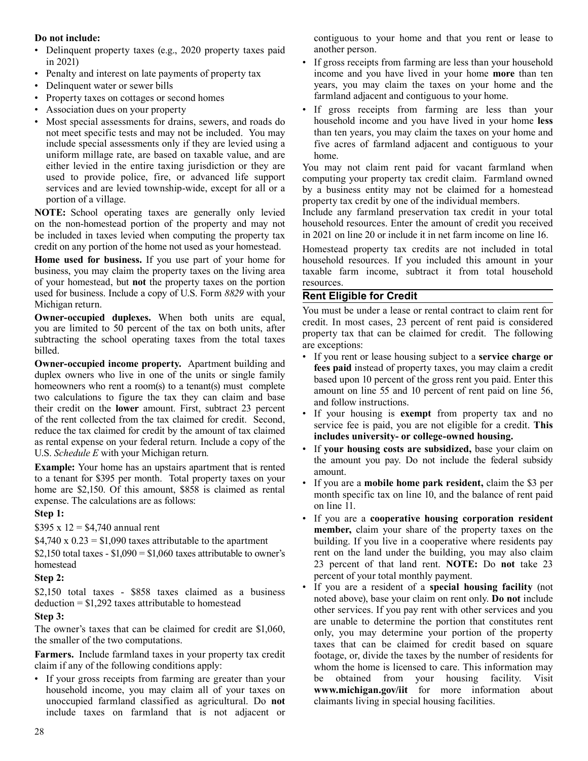**Do not include:**

- Delinquent property taxes (e.g., 2020 property taxes paid in 2021)
- Penalty and interest on late payments of property tax
- Delinquent water or sewer bills
- Property taxes on cottages or second homes
- Association dues on your property
- Most special assessments for drains, sewers, and roads do not meet specific tests and may not be included. You may include special assessments only if they are levied using a uniform millage rate, are based on taxable value, and are either levied in the entire taxing jurisdiction or they are used to provide police, fire, or advanced life support services and are levied township-wide, except for all or a portion of a village.

**NOTE:** School operating taxes are generally only levied on the non-homestead portion of the property and may not be included in taxes levied when computing the property tax credit on any portion of the home not used as your homestead.

**Home used for business.** If you use part of your home for business, you may claim the property taxes on the living area of your homestead, but **not** the property taxes on the portion used for business. Include a copy of U.S. Form *8829* with your Michigan return.

**Owner-occupied duplexes.** When both units are equal, you are limited to 50 percent of the tax on both units, after subtracting the school operating taxes from the total taxes billed.

**Owner-occupied income property.** Apartment building and duplex owners who live in one of the units or single family homeowners who rent a room(s) to a tenant(s) must complete two calculations to figure the tax they can claim and base their credit on the **lower** amount. First, subtract 23 percent of the rent collected from the tax claimed for credit. Second, reduce the tax claimed for credit by the amount of tax claimed as rental expense on your federal return. Include a copy of the U.S. *Schedule E* with your Michigan return.

**Example:** Your home has an upstairs apartment that is rented to a tenant for $395 per month. Total property taxes on your home are $2,150. Of this amount, $858 is claimed as rental expense. The calculations are as follows:

**Step 1:**

$395 x 12 = $4,740 annual rent

$4,740 x 0.23 = $1,090 taxes attributable to the apartment

$2,150 total taxes - $1,090 = $1,060 taxes attributable to owner's homestead

**Step 2:**

$2,150 total taxes - $858 taxes claimed as a business deduction = $1,292 taxes attributable to homestead

**Step 3:**

The owner's taxes that can be claimed for credit are $1,060, the smaller of the two computations.

**Farmers.** Include farmland taxes in your property tax credit claim if any of the following conditions apply:

- If your gross receipts from farming are greater than your household income, you may claim all of your taxes on unoccupied farmland classified as agricultural. Do **not** include taxes on farmland that is not adjacent or contiguous to your home and that you rent or lease to another person.
- If gross receipts from farming are less than your household income and you have lived in your home **more** than ten years, you may claim the taxes on your home and the farmland adjacent and contiguous to your home.
- If gross receipts from farming are less than your household income and you have lived in your home **less** than ten years, you may claim the taxes on your home and five acres of farmland adjacent and contiguous to your home.

You may not claim rent paid for vacant farmland when computing your property tax credit claim. Farmland owned by a business entity may not be claimed for a homestead property tax credit by one of the individual members.

Include any farmland preservation tax credit in your total household resources. Enter the amount of credit you received in 2021 on line 20 or include it in net farm income on line 16.

Homestead property tax credits are not included in total household resources. If you included this amount in your taxable farm income, subtract it from total household resources.

## Rent Eligible for Credit

You must be under a lease or rental contract to claim rent for credit. In most cases, 23 percent of rent paid is considered property tax that can be claimed for credit. The following are exceptions:

- If you rent or lease housing subject to a **service charge or fees paid** instead of property taxes, you may claim a credit based upon 10 percent of the gross rent you paid. Enter this amount on line 55 and 10 percent of rent paid on line 56, and follow instructions.
- If your housing is **exempt** from property tax and no service fee is paid, you are not eligible for a credit. **This includes university- or college-owned housing.**
- If **your housing costs are subsidized,** base your claim on the amount you pay. Do not include the federal subsidy amount.
- If you are a **mobile home park resident,** claim the $3 per month specific tax on line 10, and the balance of rent paid on line 11.
- If you are a **cooperative housing corporation resident member,** claim your share of the property taxes on the building. If you live in a cooperative where residents pay rent on the land under the building, you may also claim 23 percent of that land rent. **NOTE:** Do **not** take 23 percent of your total monthly payment.
- If you are a resident of a **special housing facility** (not noted above), base your claim on rent only. **Do not** include other services. If you pay rent with other services and you are unable to determine the portion that constitutes rent only, you may determine your portion of the property taxes that can be claimed for credit based on square footage, or, divide the taxes by the number of residents for whom the home is licensed to care. This information may be obtained from your housing facility. Visit **www.michigan.gov/iit** for more information about claimants living in special housing facilities.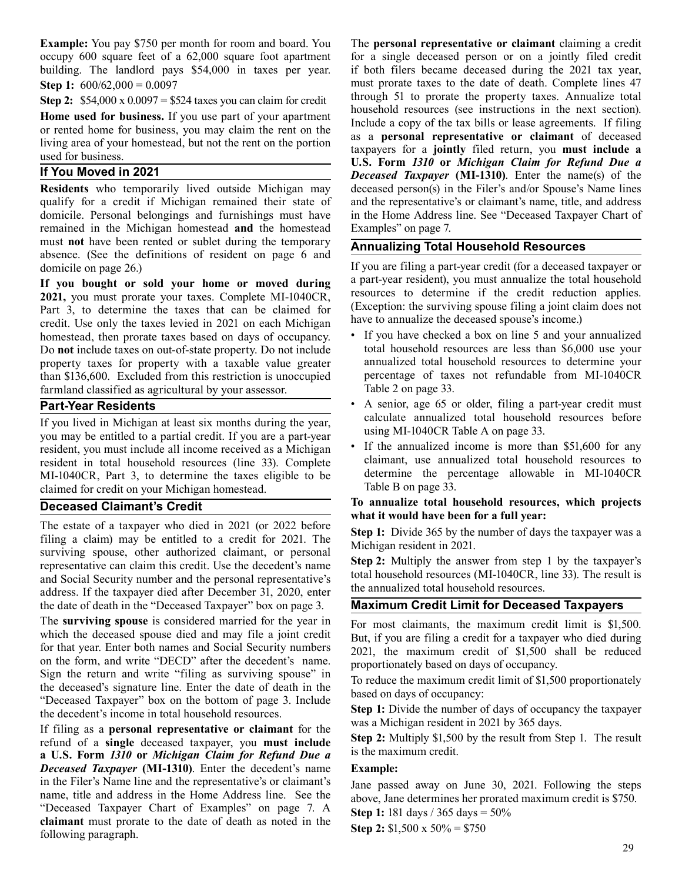**Example:** You pay $750 per month for room and board. You occupy 600 square feet of a 62,000 square foot apartment building. The landlord pays $54,000 in taxes per year.

**Step 1:** 600/62,000 = 0.0097

**Step 2:** $54,000 x 0.0097 = $524 taxes you can claim for credit

**Home used for business.** If you use part of your apartment or rented home for business, you may claim the rent on the living area of your homestead, but not the rent on the portion used for business.

## If You Moved in 2021

**Residents** who temporarily lived outside Michigan may qualify for a credit if Michigan remained their state of domicile. Personal belongings and furnishings must have remained in the Michigan homestead **and** the homestead must **not** have been rented or sublet during the temporary absence. (See the definitions of resident on page 6 and domicile on page 26.)

**If you bought or sold your home or moved during 2021,** you must prorate your taxes. Complete MI-1040CR, Part 3, to determine the taxes that can be claimed for credit. Use only the taxes levied in 2021 on each Michigan homestead, then prorate taxes based on days of occupancy. Do **not** include taxes on out-of-state property. Do not include property taxes for property with a taxable value greater than $136,600. Excluded from this restriction is unoccupied farmland classified as agricultural by your assessor.

## Part-Year Residents

If you lived in Michigan at least six months during the year, you may be entitled to a partial credit. If you are a part-year resident, you must include all income received as a Michigan resident in total household resources (line 33). Complete MI-1040CR, Part 3, to determine the taxes eligible to be claimed for credit on your Michigan homestead.

## Deceased Claimant's Credit

The estate of a taxpayer who died in 2021 (or 2022 before filing a claim) may be entitled to a credit for 2021. The surviving spouse, other authorized claimant, or personal representative can claim this credit. Use the decedent's name and Social Security number and the personal representative's address. If the taxpayer died after December 31, 2020, enter the date of death in the "Deceased Taxpayer" box on page 3.

The **surviving spouse** is considered married for the year in which the deceased spouse died and may file a joint credit for that year. Enter both names and Social Security numbers on the form, and write "DECD" after the decedent's name. Sign the return and write "filing as surviving spouse" in the deceased's signature line. Enter the date of death in the "Deceased Taxpayer" box on the bottom of page 3. Include the decedent's income in total household resources.

If filing as a **personal representative or claimant** for the refund of a **single** deceased taxpayer, you **must include a U.S. Form *1310* or *Michigan Claim for Refund Due a Deceased Taxpayer* (MI-1310)**. Enter the decedent's name in the Filer's Name line and the representative's or claimant's name, title and address in the Home Address line. See the "Deceased Taxpayer Chart of Examples" on page 7. A **claimant** must prorate to the date of death as noted in the following paragraph.

The **personal representative or claimant** claiming a credit for a single deceased person or on a jointly filed credit if both filers became deceased during the 2021 tax year, must prorate taxes to the date of death. Complete lines 47 through 51 to prorate the property taxes. Annualize total household resources (see instructions in the next section). Include a copy of the tax bills or lease agreements. If filing as a **personal representative or claimant** of deceased taxpayers for a **jointly** filed return, you **must include a U.S. Form *1310* or *Michigan Claim for Refund Due a Deceased Taxpayer* (MI-1310)**. Enter the name(s) of the deceased person(s) in the Filer's and/or Spouse's Name lines and the representative's or claimant's name, title, and address in the Home Address line. See "Deceased Taxpayer Chart of Examples" on page 7.

## Annualizing Total Household Resources

If you are filing a part-year credit (for a deceased taxpayer or a part-year resident), you must annualize the total household resources to determine if the credit reduction applies. (Exception: the surviving spouse filing a joint claim does not have to annualize the deceased spouse's income.)

- If you have checked a box on line 5 and your annualized total household resources are less than $6,000 use your annualized total household resources to determine your percentage of taxes not refundable from MI-1040CR Table 2 on page 33.
- A senior, age 65 or older, filing a part-year credit must calculate annualized total household resources before using MI-1040CR Table A on page 33.
- If the annualized income is more than $51,600 for any claimant, use annualized total household resources to determine the percentage allowable in MI-1040CR Table B on page 33.

**To annualize total household resources, which projects what it would have been for a full year:**

**Step 1:** Divide 365 by the number of days the taxpayer was a Michigan resident in 2021.

**Step 2:** Multiply the answer from step 1 by the taxpayer's total household resources (MI-1040CR, line 33). The result is the annualized total household resources.

## Maximum Credit Limit for Deceased Taxpayers

For most claimants, the maximum credit limit is $1,500. But, if you are filing a credit for a taxpayer who died during 2021, the maximum credit of $1,500 shall be reduced proportionately based on days of occupancy.

To reduce the maximum credit limit of $1,500 proportionately based on days of occupancy:

**Step 1:** Divide the number of days of occupancy the taxpayer was a Michigan resident in 2021 by 365 days.

**Step 2:** Multiply $1,500 by the result from Step 1. The result is the maximum credit.

**Example:**

Jane passed away on June 30, 2021. Following the steps above, Jane determines her prorated maximum credit is $750.

**Step 1:** 181 days / 365 days = 50%

**Step 2:** $1,500 x 50% = $750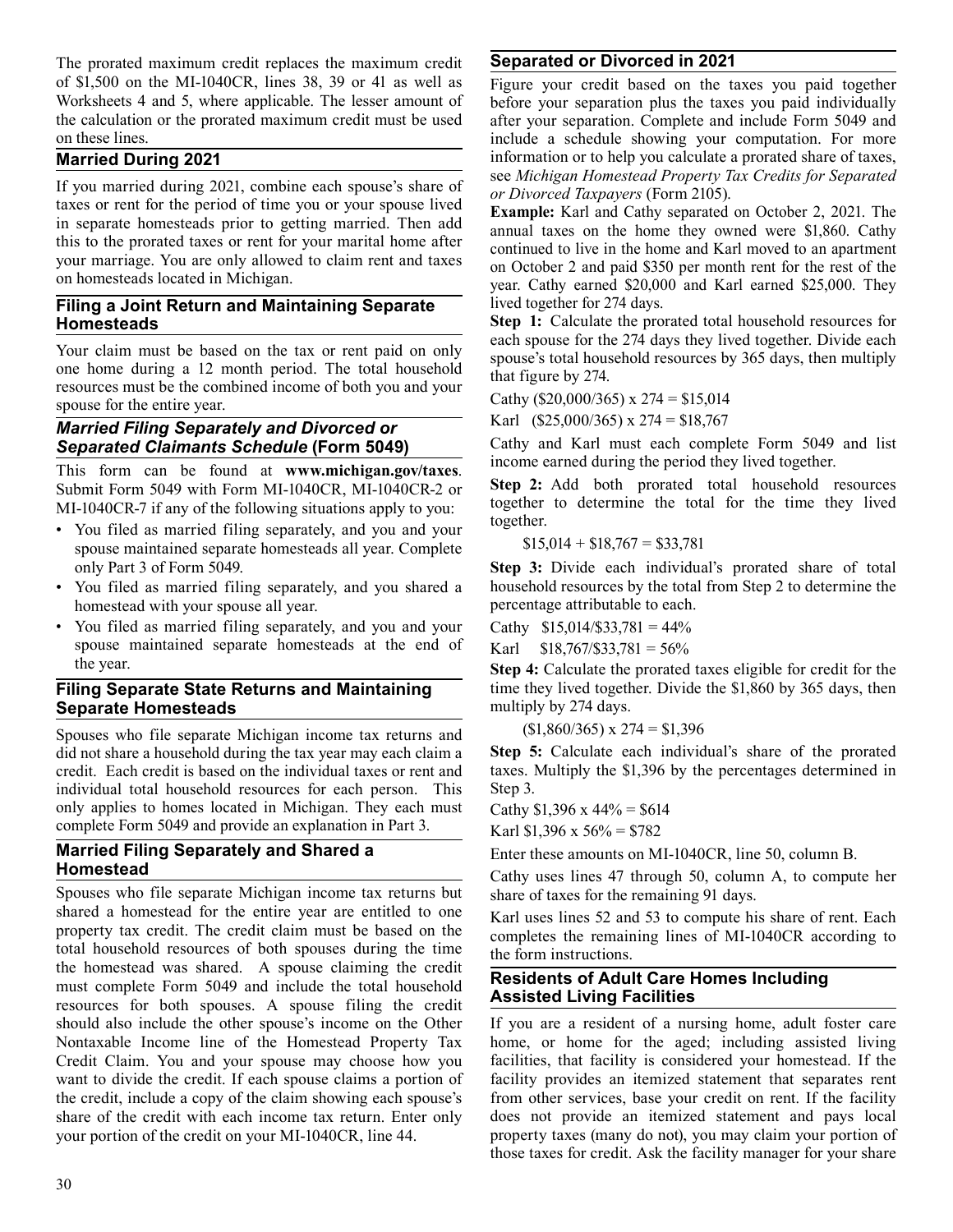The prorated maximum credit replaces the maximum credit of $1,500 on the MI-1040CR, lines 38, 39 or 41 as well as Worksheets 4 and 5, where applicable. The lesser amount of the calculation or the prorated maximum credit must be used on these lines.

## Married During 2021

If you married during 2021, combine each spouse's share of taxes or rent for the period of time you or your spouse lived in separate homesteads prior to getting married. Then add this to the prorated taxes or rent for your marital home after your marriage. You are only allowed to claim rent and taxes on homesteads located in Michigan.

## Filing a Joint Return and Maintaining Separate Homesteads

Your claim must be based on the tax or rent paid on only one home during a 12 month period. The total household resources must be the combined income of both you and your spouse for the entire year.

## *Married Filing Separately and Divorced or Separated Claimants Schedule* (Form 5049)

This form can be found at **www.michigan.gov/taxes**. Submit Form 5049 with Form MI-1040CR, MI-1040CR-2 or MI-1040CR-7 if any of the following situations apply to you:

- You filed as married filing separately, and you and your spouse maintained separate homesteads all year. Complete only Part 3 of Form 5049.
- You filed as married filing separately, and you shared a homestead with your spouse all year.
- You filed as married filing separately, and you and your spouse maintained separate homesteads at the end of the year.

## Filing Separate State Returns and Maintaining Separate Homesteads

Spouses who file separate Michigan income tax returns and did not share a household during the tax year may each claim a credit. Each credit is based on the individual taxes or rent and individual total household resources for each person. This only applies to homes located in Michigan. They each must complete Form 5049 and provide an explanation in Part 3.

## Married Filing Separately and Shared a Homestead

Spouses who file separate Michigan income tax returns but shared a homestead for the entire year are entitled to one property tax credit. The credit claim must be based on the total household resources of both spouses during the time the homestead was shared. A spouse claiming the credit must complete Form 5049 and include the total household resources for both spouses. A spouse filing the credit should also include the other spouse's income on the Other Nontaxable Income line of the Homestead Property Tax Credit Claim. You and your spouse may choose how you want to divide the credit. If each spouse claims a portion of the credit, include a copy of the claim showing each spouse's share of the credit with each income tax return. Enter only your portion of the credit on your MI-1040CR, line 44.

## Separated or Divorced in 2021

Figure your credit based on the taxes you paid together before your separation plus the taxes you paid individually after your separation. Complete and include Form 5049 and include a schedule showing your computation. For more information or to help you calculate a prorated share of taxes, see *Michigan Homestead Property Tax Credits for Separated or Divorced Taxpayers* (Form 2105).

**Example:** Karl and Cathy separated on October 2, 2021. The annual taxes on the home they owned were $1,860. Cathy continued to live in the home and Karl moved to an apartment on October 2 and paid $350 per month rent for the rest of the year. Cathy earned $20,000 and Karl earned $25,000. They lived together for 274 days.

**Step 1:** Calculate the prorated total household resources for each spouse for the 274 days they lived together. Divide each spouse's total household resources by 365 days, then multiply that figure by 274.

Cathy ($20,000/365) x 274 = $15,014

Karl ($25,000/365) x 274 = $18,767

Cathy and Karl must each complete Form 5049 and list income earned during the period they lived together.

**Step 2:** Add both prorated total household resources together to determine the total for the time they lived together.

$15,014 + $18,767 = $33,781

**Step 3:** Divide each individual's prorated share of total household resources by the total from Step 2 to determine the percentage attributable to each.

Cathy $15,014/$33,781 = 44%

Karl $18,767/$33,781 = 56%

**Step 4:** Calculate the prorated taxes eligible for credit for the time they lived together. Divide the $1,860 by 365 days, then multiply by 274 days.

($1,860/365) x 274 = $1,396

**Step 5:** Calculate each individual's share of the prorated taxes. Multiply the $1,396 by the percentages determined in Step 3.

Cathy $1,396 x 44% = $614

Karl $1,396 x 56% = $782

Enter these amounts on MI-1040CR, line 50, column B.

Cathy uses lines 47 through 50, column A, to compute her share of taxes for the remaining 91 days.

Karl uses lines 52 and 53 to compute his share of rent. Each completes the remaining lines of MI-1040CR according to the form instructions.

## Residents of Adult Care Homes Including Assisted Living Facilities

If you are a resident of a nursing home, adult foster care home, or home for the aged; including assisted living facilities, that facility is considered your homestead. If the facility provides an itemized statement that separates rent from other services, base your credit on rent. If the facility does not provide an itemized statement and pays local property taxes (many do not), you may claim your portion of those taxes for credit. Ask the facility manager for your share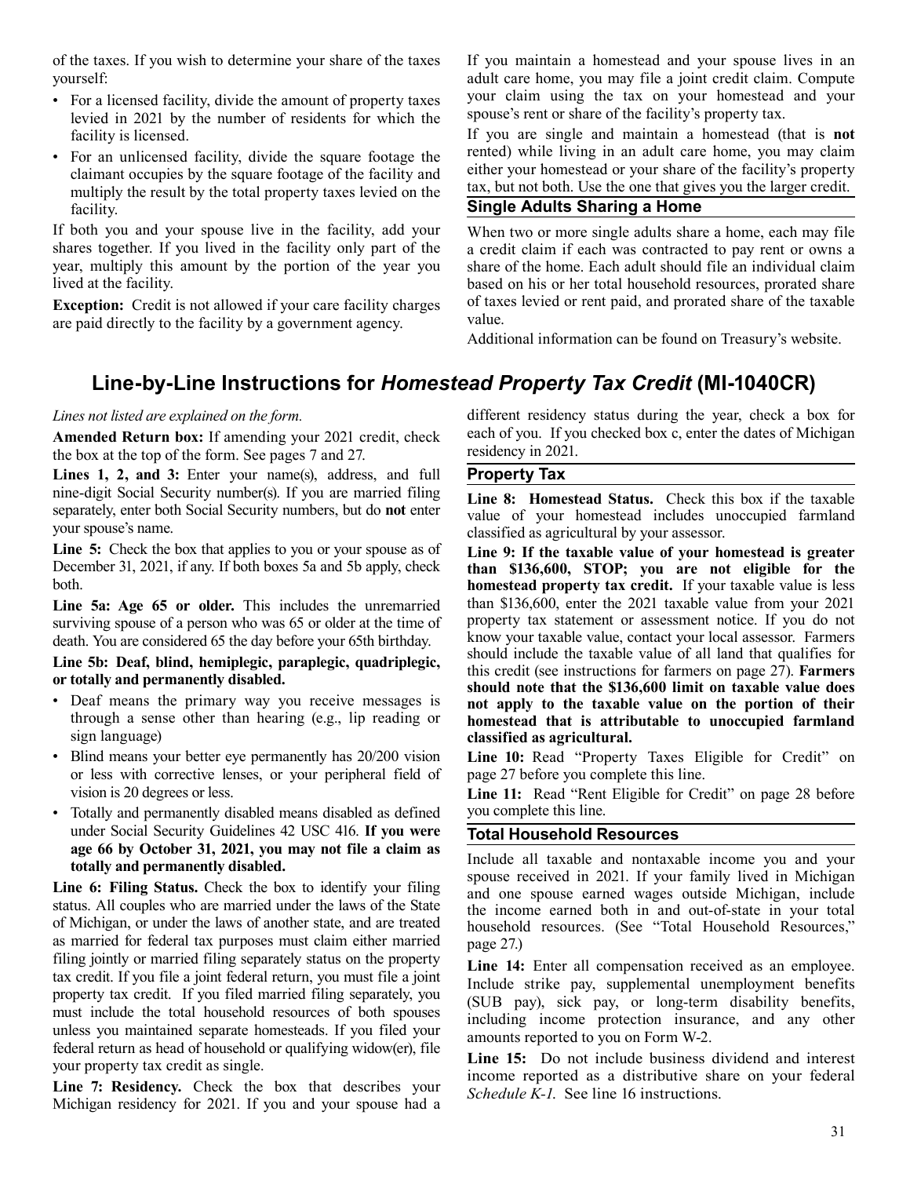of the taxes. If you wish to determine your share of the taxes yourself:

- For a licensed facility, divide the amount of property taxes levied in 2021 by the number of residents for which the facility is licensed.
- For an unlicensed facility, divide the square footage the claimant occupies by the square footage of the facility and multiply the result by the total property taxes levied on the facility.

If both you and your spouse live in the facility, add your shares together. If you lived in the facility only part of the year, multiply this amount by the portion of the year you lived at the facility.

**Exception:** Credit is not allowed if your care facility charges are paid directly to the facility by a government agency.

If you maintain a homestead and your spouse lives in an adult care home, you may file a joint credit claim. Compute your claim using the tax on your homestead and your spouse's rent or share of the facility's property tax.

If you are single and maintain a homestead (that is **not** rented) while living in an adult care home, you may claim either your homestead or your share of the facility's property tax, but not both. Use the one that gives you the larger credit.

### Single Adults Sharing a Home

When two or more single adults share a home, each may file a credit claim if each was contracted to pay rent or owns a share of the home. Each adult should file an individual claim based on his or her total household resources, prorated share of taxes levied or rent paid, and prorated share of the taxable value.

Additional information can be found on Treasury's website.

## Line-by-Line Instructions for *Homestead Property Tax Credit* (MI-1040CR)

*Lines not listed are explained on the form.*

**Amended Return box:** If amending your 2021 credit, check the box at the top of the form. See pages 7 and 27.

**Lines 1, 2, and 3:** Enter your name(s), address, and full nine-digit Social Security number(s). If you are married filing separately, enter both Social Security numbers, but do **not** enter your spouse's name.

**Line 5:** Check the box that applies to you or your spouse as of December 31, 2021, if any. If both boxes 5a and 5b apply, check both.

**Line 5a: Age 65 or older.** This includes the unremarried surviving spouse of a person who was 65 or older at the time of death. You are considered 65 the day before your 65th birthday.

**Line 5b: Deaf, blind, hemiplegic, paraplegic, quadriplegic, or totally and permanently disabled.**

- Deaf means the primary way you receive messages is through a sense other than hearing (e.g., lip reading or sign language)
- Blind means your better eye permanently has 20/200 vision or less with corrective lenses, or your peripheral field of vision is 20 degrees or less.
- Totally and permanently disabled means disabled as defined under Social Security Guidelines 42 USC 416. **If you were age 66 by October 31, 2021, you may not file a claim as totally and permanently disabled.**

**Line 6: Filing Status.** Check the box to identify your filing status. All couples who are married under the laws of the State of Michigan, or under the laws of another state, and are treated as married for federal tax purposes must claim either married filing jointly or married filing separately status on the property tax credit. If you file a joint federal return, you must file a joint property tax credit. If you filed married filing separately, you must include the total household resources of both spouses unless you maintained separate homesteads. If you filed your federal return as head of household or qualifying widow(er), file your property tax credit as single.

**Line 7: Residency.** Check the box that describes your Michigan residency for 2021. If you and your spouse had a different residency status during the year, check a box for each of you. If you checked box c, enter the dates of Michigan residency in 2021.

### Property Tax

**Line 8: Homestead Status.** Check this box if the taxable value of your homestead includes unoccupied farmland classified as agricultural by your assessor.

**Line 9: If the taxable value of your homestead is greater than $136,600, STOP; you are not eligible for the homestead property tax credit.** If your taxable value is less than $136,600, enter the 2021 taxable value from your 2021 property tax statement or assessment notice. If you do not know your taxable value, contact your local assessor. Farmers should include the taxable value of all land that qualifies for this credit (see instructions for farmers on page 27). **Farmers should note that the $136,600 limit on taxable value does not apply to the taxable value on the portion of their homestead that is attributable to unoccupied farmland classified as agricultural.**

**Line 10:** Read "Property Taxes Eligible for Credit" on page 27 before you complete this line.

**Line 11:** Read "Rent Eligible for Credit" on page 28 before you complete this line.

### Total Household Resources

Include all taxable and nontaxable income you and your spouse received in 2021. If your family lived in Michigan and one spouse earned wages outside Michigan, include the income earned both in and out-of-state in your total household resources. (See "Total Household Resources," page 27.)

**Line 14:** Enter all compensation received as an employee. Include strike pay, supplemental unemployment benefits (SUB pay), sick pay, or long-term disability benefits, including income protection insurance, and any other amounts reported to you on Form W-2.

**Line 15:** Do not include business dividend and interest income reported as a distributive share on your federal *Schedule K-1.* See line 16 instructions.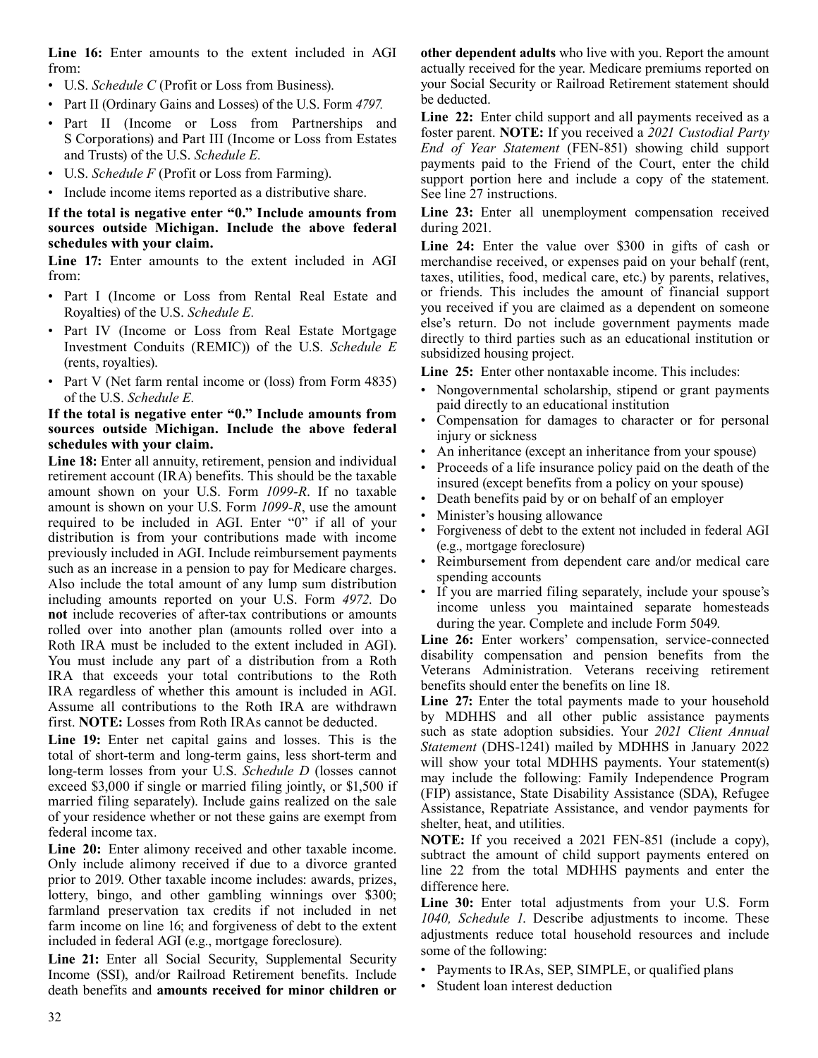**Line 16:** Enter amounts to the extent included in AGI from:

- U.S. *Schedule C* (Profit or Loss from Business).
- Part II (Ordinary Gains and Losses) of the U.S. Form *4797.*
- Part II (Income or Loss from Partnerships and S Corporations) and Part III (Income or Loss from Estates and Trusts) of the U.S. *Schedule E.*
- U.S. *Schedule F* (Profit or Loss from Farming).
- Include income items reported as a distributive share.

**If the total is negative enter "0." Include amounts from sources outside Michigan. Include the above federal schedules with your claim.**

**Line 17:** Enter amounts to the extent included in AGI from:

- Part I (Income or Loss from Rental Real Estate and Royalties) of the U.S. *Schedule E.*
- Part IV (Income or Loss from Real Estate Mortgage Investment Conduits (REMIC)) of the U.S. *Schedule E* (rents, royalties).
- Part V (Net farm rental income or (loss) from Form 4835) of the U.S. *Schedule E.*

**If the total is negative enter "0." Include amounts from sources outside Michigan. Include the above federal schedules with your claim.**

**Line 18:** Enter all annuity, retirement, pension and individual retirement account (IRA) benefits. This should be the taxable amount shown on your U.S. Form *1099-R*. If no taxable amount is shown on your U.S. Form *1099-R*, use the amount required to be included in AGI. Enter "0" if all of your distribution is from your contributions made with income previously included in AGI. Include reimbursement payments such as an increase in a pension to pay for Medicare charges. Also include the total amount of any lump sum distribution including amounts reported on your U.S. Form *4972*. Do **not** include recoveries of after-tax contributions or amounts rolled over into another plan (amounts rolled over into a Roth IRA must be included to the extent included in AGI). You must include any part of a distribution from a Roth IRA that exceeds your total contributions to the Roth IRA regardless of whether this amount is included in AGI. Assume all contributions to the Roth IRA are withdrawn first. **NOTE:** Losses from Roth IRAs cannot be deducted.

**Line 19:** Enter net capital gains and losses. This is the total of short-term and long-term gains, less short-term and long-term losses from your U.S. *Schedule D* (losses cannot exceed $3,000 if single or married filing jointly, or $1,500 if married filing separately). Include gains realized on the sale of your residence whether or not these gains are exempt from federal income tax.

**Line 20:** Enter alimony received and other taxable income. Only include alimony received if due to a divorce granted prior to 2019. Other taxable income includes: awards, prizes, lottery, bingo, and other gambling winnings over $300; farmland preservation tax credits if not included in net farm income on line 16; and forgiveness of debt to the extent included in federal AGI (e.g., mortgage foreclosure).

**Line 21:** Enter all Social Security, Supplemental Security Income (SSI), and/or Railroad Retirement benefits. Include death benefits and **amounts received for minor children or other dependent adults** who live with you. Report the amount actually received for the year. Medicare premiums reported on your Social Security or Railroad Retirement statement should be deducted.

**Line 22:** Enter child support and all payments received as a foster parent. **NOTE:** If you received a *2021 Custodial Party End of Year Statement* (FEN-851) showing child support payments paid to the Friend of the Court, enter the child support portion here and include a copy of the statement. See line 27 instructions.

**Line 23:** Enter all unemployment compensation received during 2021.

**Line 24:** Enter the value over $300 in gifts of cash or merchandise received, or expenses paid on your behalf (rent, taxes, utilities, food, medical care, etc.) by parents, relatives, or friends. This includes the amount of financial support you received if you are claimed as a dependent on someone else's return. Do not include government payments made directly to third parties such as an educational institution or subsidized housing project.

**Line 25:** Enter other nontaxable income. This includes:

- Nongovernmental scholarship, stipend or grant payments paid directly to an educational institution
- Compensation for damages to character or for personal injury or sickness
- An inheritance (except an inheritance from your spouse)
- Proceeds of a life insurance policy paid on the death of the insured (except benefits from a policy on your spouse)
- Death benefits paid by or on behalf of an employer
- Minister's housing allowance
- Forgiveness of debt to the extent not included in federal AGI (e.g., mortgage foreclosure)
- Reimbursement from dependent care and/or medical care spending accounts
- If you are married filing separately, include your spouse's income unless you maintained separate homesteads during the year. Complete and include Form 5049.

**Line 26:** Enter workers' compensation, service-connected disability compensation and pension benefits from the Veterans Administration. Veterans receiving retirement benefits should enter the benefits on line 18.

**Line 27:** Enter the total payments made to your household by MDHHS and all other public assistance payments such as state adoption subsidies. Your *2021 Client Annual Statement* (DHS-1241) mailed by MDHHS in January 2022 will show your total MDHHS payments. Your statement(s) may include the following: Family Independence Program (FIP) assistance, State Disability Assistance (SDA), Refugee Assistance, Repatriate Assistance, and vendor payments for shelter, heat, and utilities.

**NOTE:** If you received a 2021 FEN-851 (include a copy), subtract the amount of child support payments entered on line 22 from the total MDHHS payments and enter the difference here.

**Line 30:** Enter total adjustments from your U.S. Form *1040, Schedule 1.* Describe adjustments to income. These adjustments reduce total household resources and include some of the following:

- Payments to IRAs, SEP, SIMPLE, or qualified plans
- Student loan interest deduction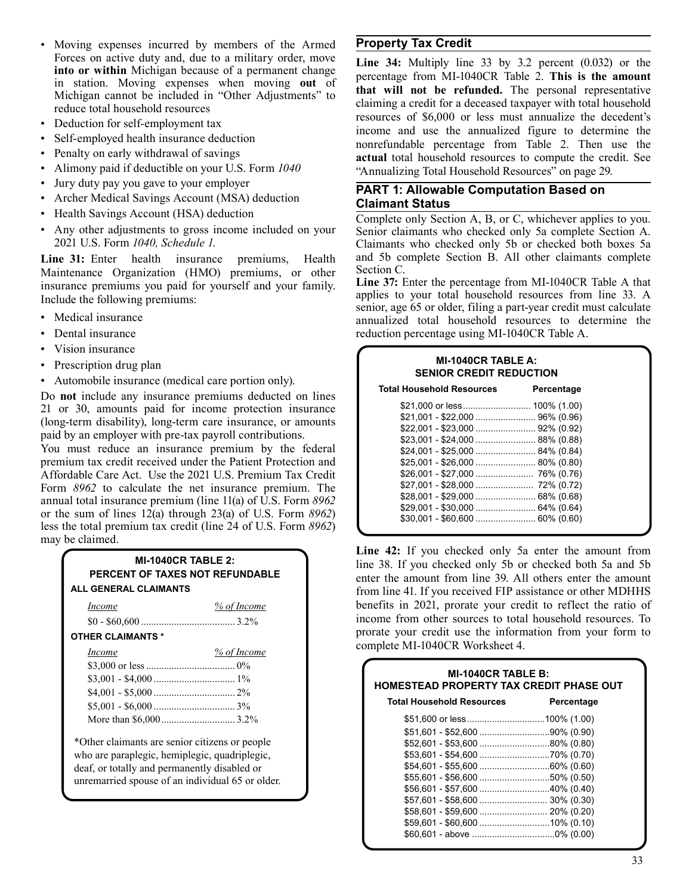- Moving expenses incurred by members of the Armed Forces on active duty and, due to a military order, move **into or within** Michigan because of a permanent change in station. Moving expenses when moving **out** of Michigan cannot be included in "Other Adjustments" to reduce total household resources
- Deduction for self-employment tax
- Self-employed health insurance deduction
- Penalty on early withdrawal of savings
- Alimony paid if deductible on your U.S. Form *1040*
- Jury duty pay you gave to your employer
- Archer Medical Savings Account (MSA) deduction
- Health Savings Account (HSA) deduction
- Any other adjustments to gross income included on your 2021 U.S. Form *1040, Schedule 1.*

**Line 31:** Enter health insurance premiums, Health Maintenance Organization (HMO) premiums, or other insurance premiums you paid for yourself and your family. Include the following premiums:

- Medical insurance
- Dental insurance
- Vision insurance
- Prescription drug plan
- Automobile insurance (medical care portion only).

Do **not** include any insurance premiums deducted on lines 21 or 30, amounts paid for income protection insurance (long-term disability), long-term care insurance, or amounts paid by an employer with pre-tax payroll contributions.

You must reduce an insurance premium by the federal premium tax credit received under the Patient Protection and Affordable Care Act. Use the 2021 U.S. Premium Tax Credit Form *8962* to calculate the net insurance premium. The annual total insurance premium (line 11(a) of U.S. Form *8962* or the sum of lines 12(a) through 23(a) of U.S. Form *8962*) less the total premium tax credit (line 24 of U.S. Form *8962*) may be claimed.

**MI-1040CR TABLE 2: PERCENT OF TAXES NOT REFUNDABLE**

**ALL GENERAL CLAIMANTS**

| *Income* | *% of Income* |
|---|---|
| $0 - $60,600 | 3.2% |

**OTHER CLAIMANTS ***

| *Income* | *% of Income* |
|---|---|
| $3,000 or less | 0% |
| $3,001 - $4,000 | 1% |
| $4,001 - $5,000 | 2% |
| $5,001 - $6,000 | 3% |
| More than $6,000 | 3.2% |

*Other claimants are senior citizens or people who are paraplegic, hemiplegic, quadriplegic, deaf, or totally and permanently disabled or unremarried spouse of an individual 65 or older.

## Property Tax Credit

**Line 34:** Multiply line 33 by 3.2 percent (0.032) or the percentage from MI-1040CR Table 2. **This is the amount that will not be refunded.** The personal representative claiming a credit for a deceased taxpayer with total household resources of $6,000 or less must annualize the decedent's income and use the annualized figure to determine the nonrefundable percentage from Table 2. Then use the **actual** total household resources to compute the credit. See "Annualizing Total Household Resources" on page 29.

## PART 1: Allowable Computation Based on Claimant Status

Complete only Section A, B, or C, whichever applies to you. Senior claimants who checked only 5a complete Section A. Claimants who checked only 5b or checked both boxes 5a and 5b complete Section B. All other claimants complete Section C.

**Line 37:** Enter the percentage from MI-1040CR Table A that applies to your total household resources from line 33. A senior, age 65 or older, filing a part-year credit must calculate annualized total household resources to determine the reduction percentage using MI-1040CR Table A.

**MI-1040CR TABLE A: SENIOR CREDIT REDUCTION**

| Total Household Resources | Percentage |
|---|---|
| $21,000 or less | 100% (1.00) |
| $21,001 - $22,000 | 96% (0.96) |
| $22,001 - $23,000 | 92% (0.92) |
| $23,001 - $24,000 | 88% (0.88) |
| $24,001 - $25,000 | 84% (0.84) |
| $25,001 - $26,000 | 80% (0.80) |
| $26,001 - $27,000 | 76% (0.76) |
| $27,001 - $28,000 | 72% (0.72) |
| $28,001 - $29,000 | 68% (0.68) |
| $29,001 - $30,000 | 64% (0.64) |
| $30,001 - $60,600 | 60% (0.60) |

**Line 42:** If you checked only 5a enter the amount from line 38. If you checked only 5b or checked both 5a and 5b enter the amount from line 39. All others enter the amount from line 41. If you received FIP assistance or other MDHHS benefits in 2021, prorate your credit to reflect the ratio of income from other sources to total household resources. To prorate your credit use the information from your form to complete MI-1040CR Worksheet 4.

**MI-1040CR TABLE B: HOMESTEAD PROPERTY TAX CREDIT PHASE OUT**

| Total Household Resources | Percentage |
|---|---|
| $51,600 or less | 100% (1.00) |
| $51,601 - $52,600 | 90% (0.90) |
| $52,601 - $53,600 | 80% (0.80) |
| $53,601 - $54,600 | 70% (0.70) |
| $54,601 - $55,600 | 60% (0.60) |
| $55,601 - $56,600 | 50% (0.50) |
| $56,601 - $57,600 | 40% (0.40) |
| $57,601 - $58,600 | 30% (0.30) |
| $58,601 - $59,600 | 20% (0.20) |
| $59,601 - $60,600 | 10% (0.10) |
| $60,601 - above | 0% (0.00) |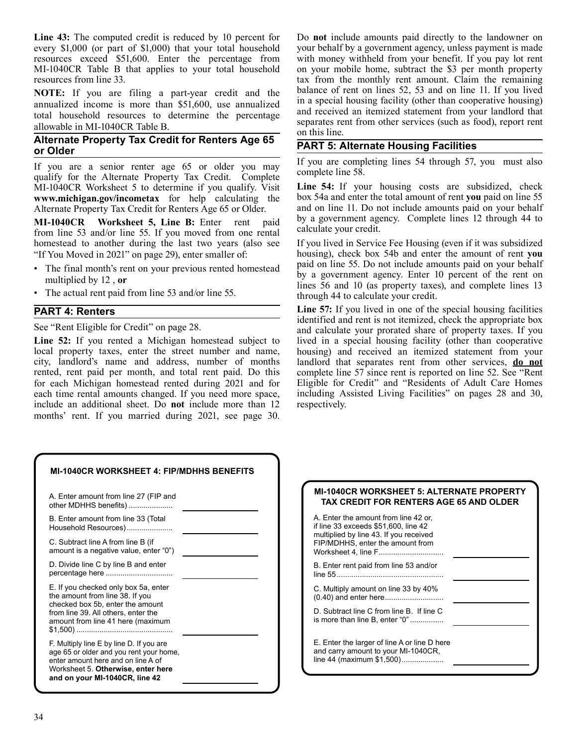**Line 43:** The computed credit is reduced by 10 percent for every $1,000 (or part of $1,000) that your total household resources exceed $51,600. Enter the percentage from MI-1040CR Table B that applies to your total household resources from line 33.

**NOTE:** If you are filing a part-year credit and the annualized income is more than $51,600, use annualized total household resources to determine the percentage allowable in MI-1040CR Table B.

## Alternate Property Tax Credit for Renters Age 65 or Older

If you are a senior renter age 65 or older you may qualify for the Alternate Property Tax Credit. Complete MI-1040CR Worksheet 5 to determine if you qualify. Visit **www.michigan.gov/incometax** for help calculating the Alternate Property Tax Credit for Renters Age 65 or Older.

**MI-1040CR Worksheet 5, Line B:** Enter rent paid from line 53 and/or line 55. If you moved from one rental homestead to another during the last two years (also see "If You Moved in 2021" on page 29), enter smaller of:

- The final month's rent on your previous rented homestead multiplied by 12 , **or**
- The actual rent paid from line 53 and/or line 55.

## PART 4: Renters

See "Rent Eligible for Credit" on page 28.

**Line 52:** If you rented a Michigan homestead subject to local property taxes, enter the street number and name, city, landlord's name and address, number of months rented, rent paid per month, and total rent paid. Do this for each Michigan homestead rented during 2021 and for each time rental amounts changed. If you need more space, include an additional sheet. Do **not** include more than 12 months' rent. If you married during 2021, see page 30. Do **not** include amounts paid directly to the landowner on your behalf by a government agency, unless payment is made with money withheld from your benefit. If you pay lot rent on your mobile home, subtract the $3 per month property tax from the monthly rent amount. Claim the remaining balance of rent on lines 52, 53 and on line 11. If you lived in a special housing facility (other than cooperative housing) and received an itemized statement from your landlord that separates rent from other services (such as food), report rent on this line.

## PART 5: Alternate Housing Facilities

If you are completing lines 54 through 57, you must also complete line 58.

**Line 54:** If your housing costs are subsidized, check box 54a and enter the total amount of rent **you** paid on line 55 and on line 11. Do not include amounts paid on your behalf by a government agency. Complete lines 12 through 44 to calculate your credit.

If you lived in Service Fee Housing (even if it was subsidized housing), check box 54b and enter the amount of rent **you** paid on line 55. Do not include amounts paid on your behalf by a government agency. Enter 10 percent of the rent on lines 56 and 10 (as property taxes), and complete lines 13 through 44 to calculate your credit.

**Line 57:** If you lived in one of the special housing facilities identified and rent is not itemized, check the appropriate box and calculate your prorated share of property taxes. If you lived in a special housing facility (other than cooperative housing) and received an itemized statement from your landlord that separates rent from other services, **do not** complete line 57 since rent is reported on line 52. See "Rent Eligible for Credit" and "Residents of Adult Care Homes including Assisted Living Facilities" on pages 28 and 30, respectively.

### MI-1040CR WORKSHEET 4: FIP/MDHHS BENEFITS

| | |
|---|---|
| A. Enter amount from line 27 (FIP and other MDHHS benefits) .................... | |
| B. Enter amount from line 33 (Total Household Resources)...................... | |
| C. Subtract line A from line B (if amount is a negative value, enter "0") | |
| D. Divide line C by line B and enter percentage here ............................... | |
| E. If you checked only box 5a, enter the amount from line 38. If you checked box 5b, enter the amount from line 39. All others, enter the amount from line 41 here (maximum $1,500) ............................................. | |
| F. Multiply line E by line D. If you are age 65 or older and you rent your home, enter amount here and on line A of Worksheet 5. **Otherwise, enter here and on your MI-1040CR, line 42** | |

### MI-1040CR WORKSHEET 5: ALTERNATE PROPERTY TAX CREDIT FOR RENTERS AGE 65 AND OLDER

| | |
|---|---|
| A. Enter the amount from line 42 or, if line 33 exceeds $51,600, line 42 multiplied by line 43. If you received FIP/MDHHS, enter the amount from Worksheet 4, line F.............................. | |
| B. Enter rent paid from line 53 and/or line 55.................................................. | |
| C. Multiply amount on line 33 by 40% (0.40) and enter here........................... | |
| D. Subtract line C from line B. If line C is more than line B, enter "0" ................ | |
| E. Enter the larger of line A or line D here and carry amount to your MI-1040CR, line 44 (maximum $1,500).................... | |